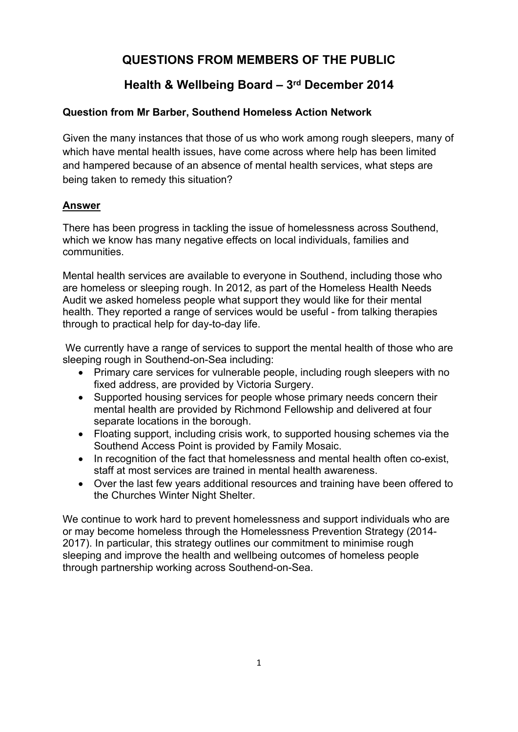# QUESTIONS FROM MEMBERS OF THE PUBLIC

## Health & Wellbeing Board – 3rd December 2014

### Question from Mr Barber, Southend Homeless Action Network

Given the many instances that those of us who work among rough sleepers, many of which have mental health issues, have come across where help has been limited and hampered because of an absence of mental health services, what steps are being taken to remedy this situation?

**Answer**

There has been progress in tackling the issue of homelessness across Southend, which we know has many negative effects on local individuals, families and communities.

Mental health services are available to everyone in Southend, including those who are homeless or sleeping rough. In 2012, as part of the Homeless Health Needs Audit we asked homeless people what support they would like for their mental health. They reported a range of services would be useful - from talking therapies through to practical help for day-to-day life.

We currently have a range of services to support the mental health of those who are sleeping rough in Southend-on-Sea including:

- Primary care services for vulnerable people, including rough sleepers with no fixed address, are provided by Victoria Surgery.
- Supported housing services for people whose primary needs concern their mental health are provided by Richmond Fellowship and delivered at four separate locations in the borough.
- Floating support, including crisis work, to supported housing schemes via the Southend Access Point is provided by Family Mosaic.
- In recognition of the fact that homelessness and mental health often co-exist, staff at most services are trained in mental health awareness.
- Over the last few years additional resources and training have been offered to the Churches Winter Night Shelter.

We continue to work hard to prevent homelessness and support individuals who are or may become homeless through the Homelessness Prevention Strategy (2014-2017). In particular, this strategy outlines our commitment to minimise rough sleeping and improve the health and wellbeing outcomes of homeless people through partnership working across Southend-on-Sea.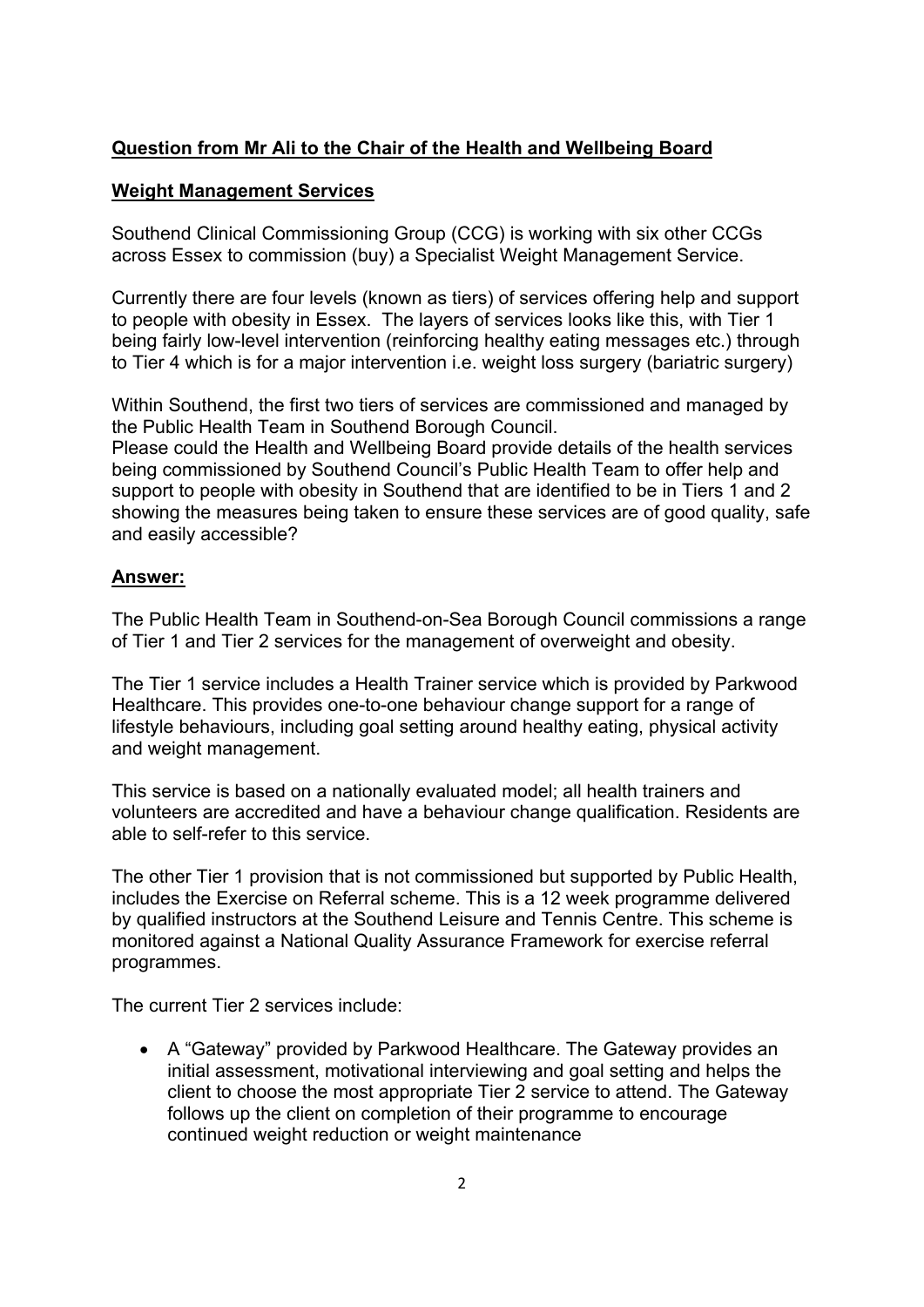**Question from Mr Ali to the Chair of the Health and Wellbeing Board**

**Weight Management Services**

Southend Clinical Commissioning Group (CCG) is working with six other CCGs across Essex to commission (buy) a Specialist Weight Management Service.

Currently there are four levels (known as tiers) of services offering help and support to people with obesity in Essex. The layers of services looks like this, with Tier 1 being fairly low-level intervention (reinforcing healthy eating messages etc.) through to Tier 4 which is for a major intervention i.e. weight loss surgery (bariatric surgery)

Within Southend, the first two tiers of services are commissioned and managed by the Public Health Team in Southend Borough Council.
Please could the Health and Wellbeing Board provide details of the health services being commissioned by Southend Council's Public Health Team to offer help and support to people with obesity in Southend that are identified to be in Tiers 1 and 2 showing the measures being taken to ensure these services are of good quality, safe and easily accessible?

**Answer:**

The Public Health Team in Southend-on-Sea Borough Council commissions a range of Tier 1 and Tier 2 services for the management of overweight and obesity.

The Tier 1 service includes a Health Trainer service which is provided by Parkwood Healthcare. This provides one-to-one behaviour change support for a range of lifestyle behaviours, including goal setting around healthy eating, physical activity and weight management.

This service is based on a nationally evaluated model; all health trainers and volunteers are accredited and have a behaviour change qualification. Residents are able to self-refer to this service.

The other Tier 1 provision that is not commissioned but supported by Public Health, includes the Exercise on Referral scheme. This is a 12 week programme delivered by qualified instructors at the Southend Leisure and Tennis Centre. This scheme is monitored against a National Quality Assurance Framework for exercise referral programmes.

The current Tier 2 services include:

- A "Gateway" provided by Parkwood Healthcare. The Gateway provides an initial assessment, motivational interviewing and goal setting and helps the client to choose the most appropriate Tier 2 service to attend. The Gateway follows up the client on completion of their programme to encourage continued weight reduction or weight maintenance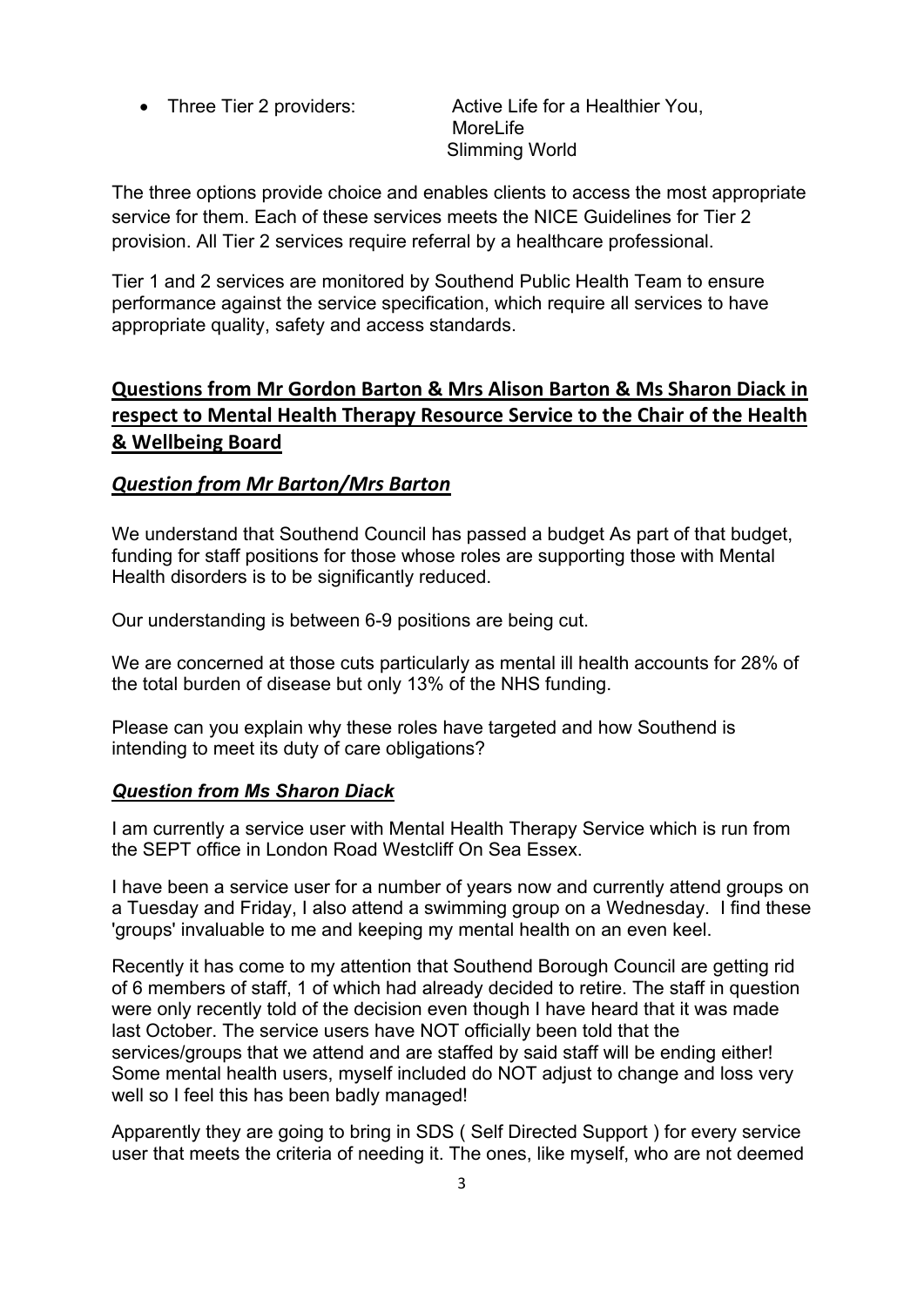- Three Tier 2 providers: Active Life for a Healthier You, MoreLife, Slimming World

The three options provide choice and enables clients to access the most appropriate service for them. Each of these services meets the NICE Guidelines for Tier 2 provision. All Tier 2 services require referral by a healthcare professional.

Tier 1 and 2 services are monitored by Southend Public Health Team to ensure performance against the service specification, which require all services to have appropriate quality, safety and access standards.

## **Questions from Mr Gordon Barton & Mrs Alison Barton & Ms Sharon Diack in respect to Mental Health Therapy Resource Service to the Chair of the Health & Wellbeing Board**

### ***Question from Mr Barton/Mrs Barton***

We understand that Southend Council has passed a budget As part of that budget, funding for staff positions for those whose roles are supporting those with Mental Health disorders is to be significantly reduced.

Our understanding is between 6-9 positions are being cut.

We are concerned at those cuts particularly as mental ill health accounts for 28% of the total burden of disease but only 13% of the NHS funding.

Please can you explain why these roles have targeted and how Southend is intending to meet its duty of care obligations?

### ***Question from Ms Sharon Diack***

I am currently a service user with Mental Health Therapy Service which is run from the SEPT office in London Road Westcliff On Sea Essex.

I have been a service user for a number of years now and currently attend groups on a Tuesday and Friday, I also attend a swimming group on a Wednesday. I find these 'groups' invaluable to me and keeping my mental health on an even keel.

Recently it has come to my attention that Southend Borough Council are getting rid of 6 members of staff, 1 of which had already decided to retire. The staff in question were only recently told of the decision even though I have heard that it was made last October. The service users have NOT officially been told that the services/groups that we attend and are staffed by said staff will be ending either! Some mental health users, myself included do NOT adjust to change and loss very well so I feel this has been badly managed!

Apparently they are going to bring in SDS ( Self Directed Support ) for every service user that meets the criteria of needing it. The ones, like myself, who are not deemed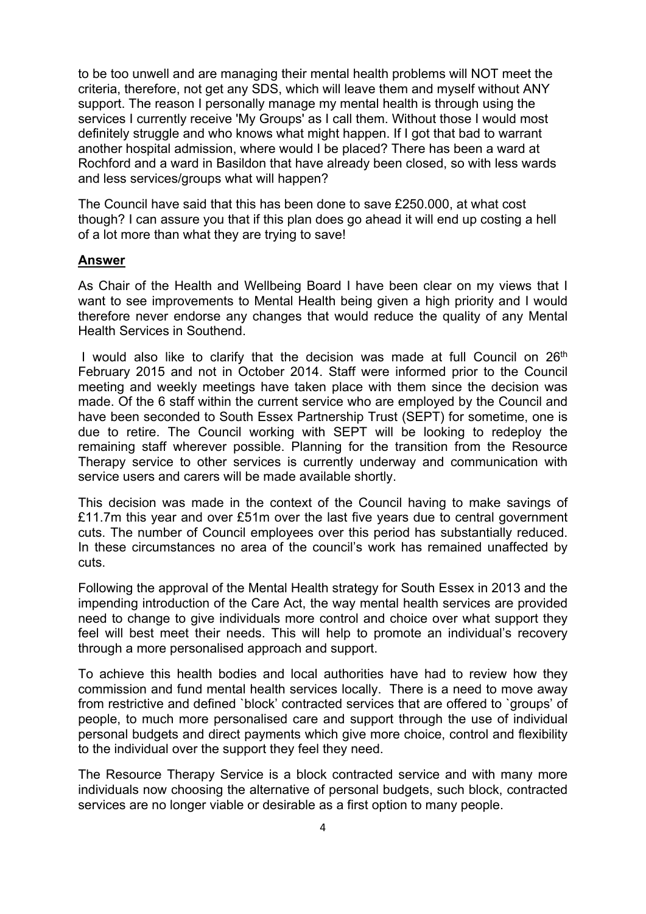to be too unwell and are managing their mental health problems will NOT meet the criteria, therefore, not get any SDS, which will leave them and myself without ANY support. The reason I personally manage my mental health is through using the services I currently receive 'My Groups' as I call them. Without those I would most definitely struggle and who knows what might happen. If I got that bad to warrant another hospital admission, where would I be placed? There has been a ward at Rochford and a ward in Basildon that have already been closed, so with less wards and less services/groups what will happen?

The Council have said that this has been done to save £250.000, at what cost though? I can assure you that if this plan does go ahead it will end up costing a hell of a lot more than what they are trying to save!

**Answer**

As Chair of the Health and Wellbeing Board I have been clear on my views that I want to see improvements to Mental Health being given a high priority and I would therefore never endorse any changes that would reduce the quality of any Mental Health Services in Southend.

I would also like to clarify that the decision was made at full Council on 26th February 2015 and not in October 2014. Staff were informed prior to the Council meeting and weekly meetings have taken place with them since the decision was made. Of the 6 staff within the current service who are employed by the Council and have been seconded to South Essex Partnership Trust (SEPT) for sometime, one is due to retire. The Council working with SEPT will be looking to redeploy the remaining staff wherever possible. Planning for the transition from the Resource Therapy service to other services is currently underway and communication with service users and carers will be made available shortly.

This decision was made in the context of the Council having to make savings of £11.7m this year and over £51m over the last five years due to central government cuts. The number of Council employees over this period has substantially reduced. In these circumstances no area of the council's work has remained unaffected by cuts.

Following the approval of the Mental Health strategy for South Essex in 2013 and the impending introduction of the Care Act, the way mental health services are provided need to change to give individuals more control and choice over what support they feel will best meet their needs. This will help to promote an individual's recovery through a more personalised approach and support.

To achieve this health bodies and local authorities have had to review how they commission and fund mental health services locally. There is a need to move away from restrictive and defined `block' contracted services that are offered to `groups' of people, to much more personalised care and support through the use of individual personal budgets and direct payments which give more choice, control and flexibility to the individual over the support they feel they need.

The Resource Therapy Service is a block contracted service and with many more individuals now choosing the alternative of personal budgets, such block, contracted services are no longer viable or desirable as a first option to many people.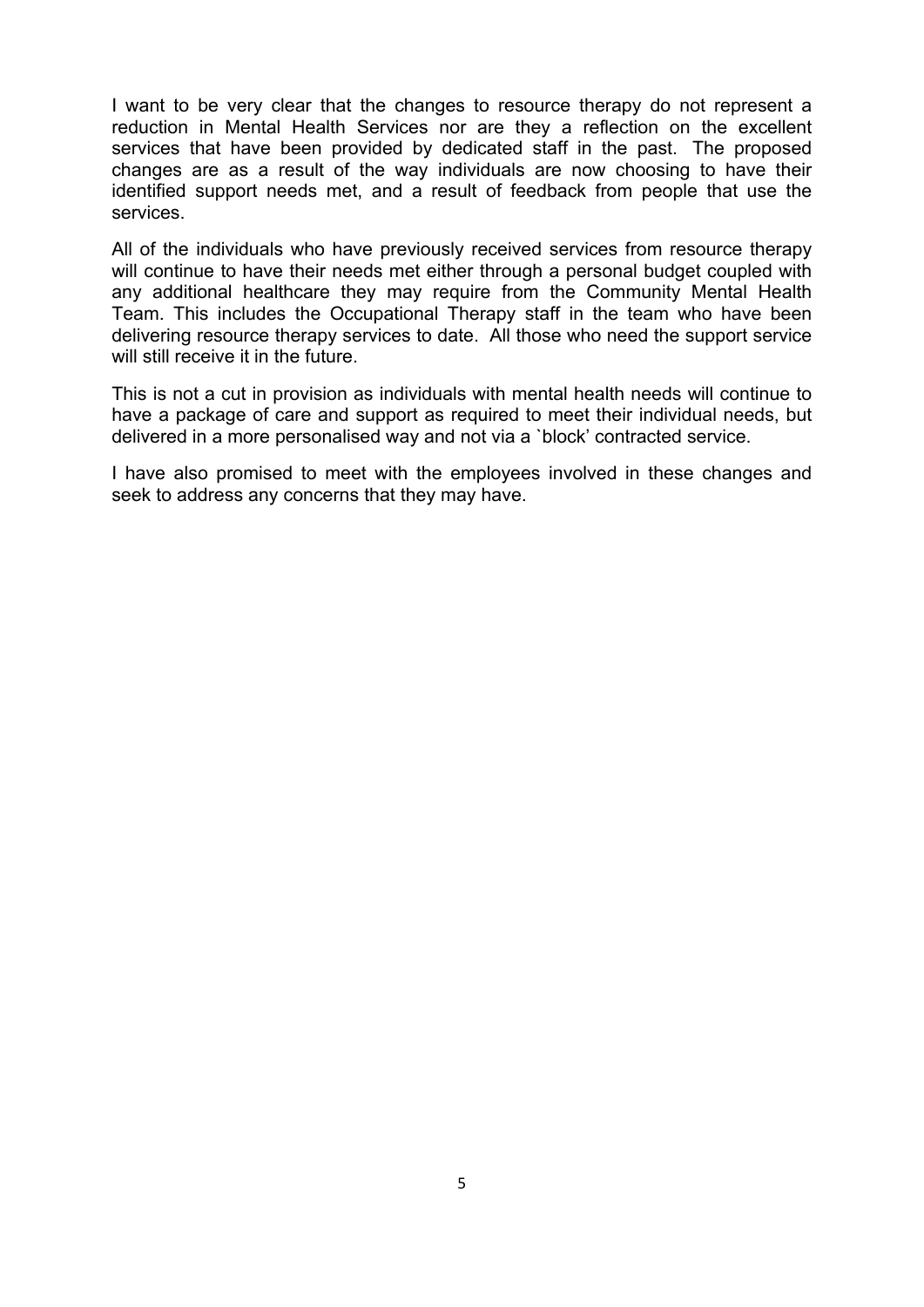I want to be very clear that the changes to resource therapy do not represent a reduction in Mental Health Services nor are they a reflection on the excellent services that have been provided by dedicated staff in the past. The proposed changes are as a result of the way individuals are now choosing to have their identified support needs met, and a result of feedback from people that use the services.

All of the individuals who have previously received services from resource therapy will continue to have their needs met either through a personal budget coupled with any additional healthcare they may require from the Community Mental Health Team. This includes the Occupational Therapy staff in the team who have been delivering resource therapy services to date. All those who need the support service will still receive it in the future.

This is not a cut in provision as individuals with mental health needs will continue to have a package of care and support as required to meet their individual needs, but delivered in a more personalised way and not via a `block' contracted service.

I have also promised to meet with the employees involved in these changes and seek to address any concerns that they may have.